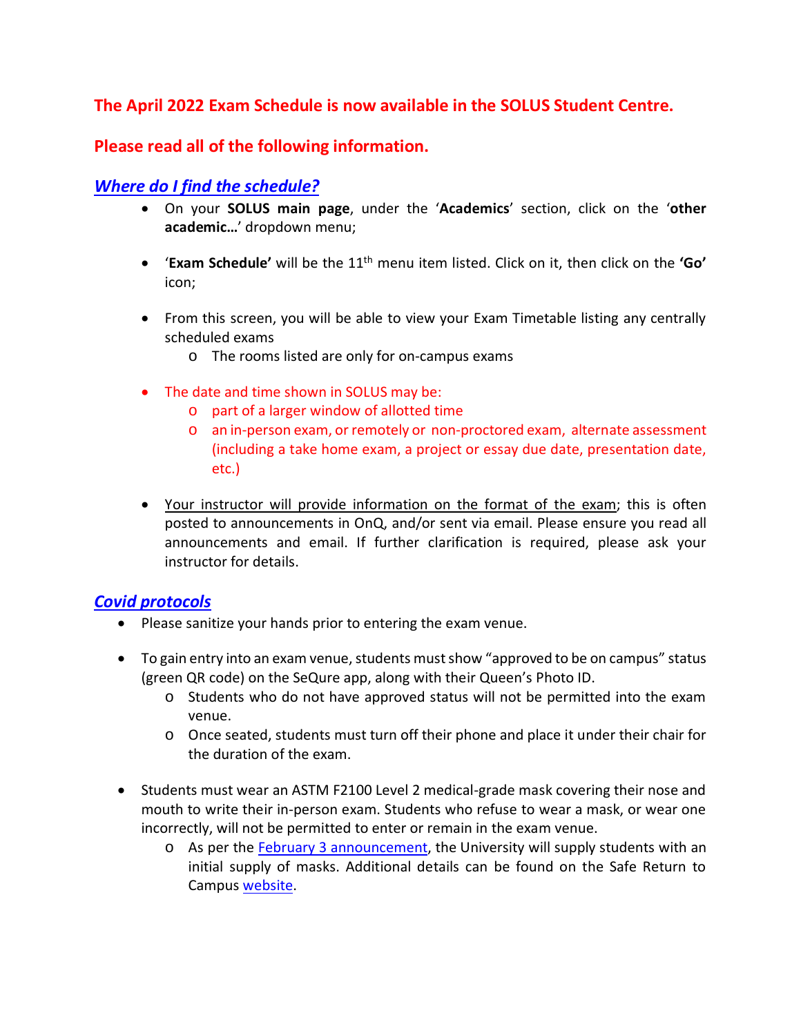## The April 2022 Exam Schedule is now available in the SOLUS Student Centre.

## Please read all of the following information.

### *Where do I find the schedule?*

- On your **SOLUS main page**, under the '**Academics**' section, click on the '**other academic…**' dropdown menu;
- '**Exam Schedule'** will be the 11th menu item listed. Click on it, then click on the **'Go'** icon;
- From this screen, you will be able to view your Exam Timetable listing any centrally scheduled exams
  - The rooms listed are only for on-campus exams
- The date and time shown in SOLUS may be:
  - part of a larger window of allotted time
  - an in-person exam, or remotely or non-proctored exam, alternate assessment (including a take home exam, a project or essay due date, presentation date, etc.)
- Your instructor will provide information on the format of the exam; this is often posted to announcements in OnQ, and/or sent via email. Please ensure you read all announcements and email. If further clarification is required, please ask your instructor for details.

### *Covid protocols*

- Please sanitize your hands prior to entering the exam venue.
- To gain entry into an exam venue, students must show "approved to be on campus" status (green QR code) on the SeQure app, along with their Queen's Photo ID.
  - Students who do not have approved status will not be permitted into the exam venue.
  - Once seated, students must turn off their phone and place it under their chair for the duration of the exam.
- Students must wear an ASTM F2100 Level 2 medical-grade mask covering their nose and mouth to write their in-person exam. Students who refuse to wear a mask, or wear one incorrectly, will not be permitted to enter or remain in the exam venue.
  - As per the February 3 announcement, the University will supply students with an initial supply of masks. Additional details can be found on the Safe Return to Campus website.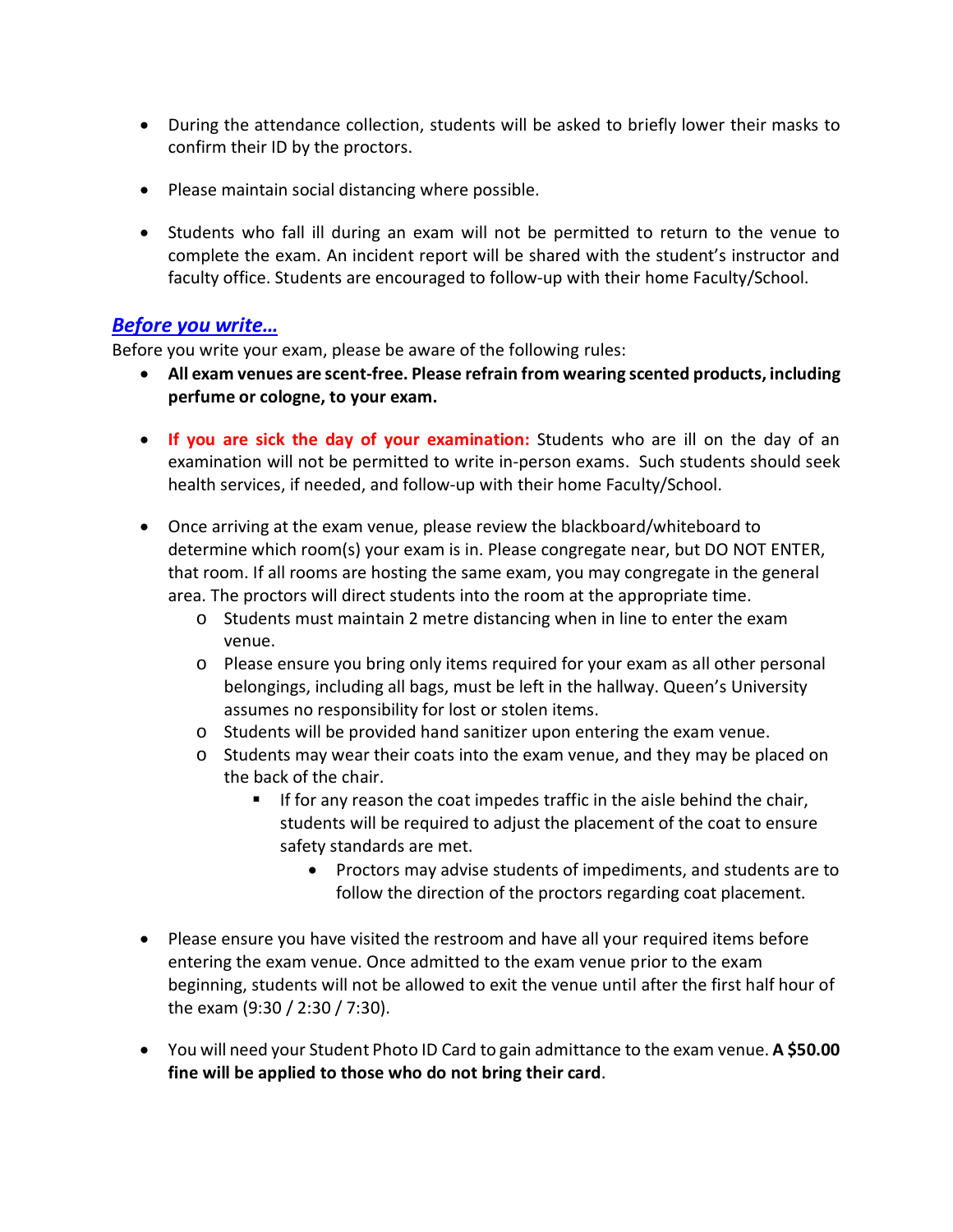- During the attendance collection, students will be asked to briefly lower their masks to confirm their ID by the proctors.

- Please maintain social distancing where possible.

- Students who fall ill during an exam will not be permitted to return to the venue to complete the exam. An incident report will be shared with the student's instructor and faculty office. Students are encouraged to follow-up with their home Faculty/School.

## ***Before you write…***

Before you write your exam, please be aware of the following rules:

- **All exam venues are scent-free. Please refrain from wearing scented products, including perfume or cologne, to your exam.**

- **If you are sick the day of your examination:** Students who are ill on the day of an examination will not be permitted to write in-person exams. Such students should seek health services, if needed, and follow-up with their home Faculty/School.

- Once arriving at the exam venue, please review the blackboard/whiteboard to determine which room(s) your exam is in. Please congregate near, but DO NOT ENTER, that room. If all rooms are hosting the same exam, you may congregate in the general area. The proctors will direct students into the room at the appropriate time.
  - Students must maintain 2 metre distancing when in line to enter the exam venue.
  - Please ensure you bring only items required for your exam as all other personal belongings, including all bags, must be left in the hallway. Queen's University assumes no responsibility for lost or stolen items.
  - Students will be provided hand sanitizer upon entering the exam venue.
  - Students may wear their coats into the exam venue, and they may be placed on the back of the chair.
    - If for any reason the coat impedes traffic in the aisle behind the chair, students will be required to adjust the placement of the coat to ensure safety standards are met.
      - Proctors may advise students of impediments, and students are to follow the direction of the proctors regarding coat placement.

- Please ensure you have visited the restroom and have all your required items before entering the exam venue. Once admitted to the exam venue prior to the exam beginning, students will not be allowed to exit the venue until after the first half hour of the exam (9:30 / 2:30 / 7:30).

- You will need your Student Photo ID Card to gain admittance to the exam venue. **A $50.00 fine will be applied to those who do not bring their card**.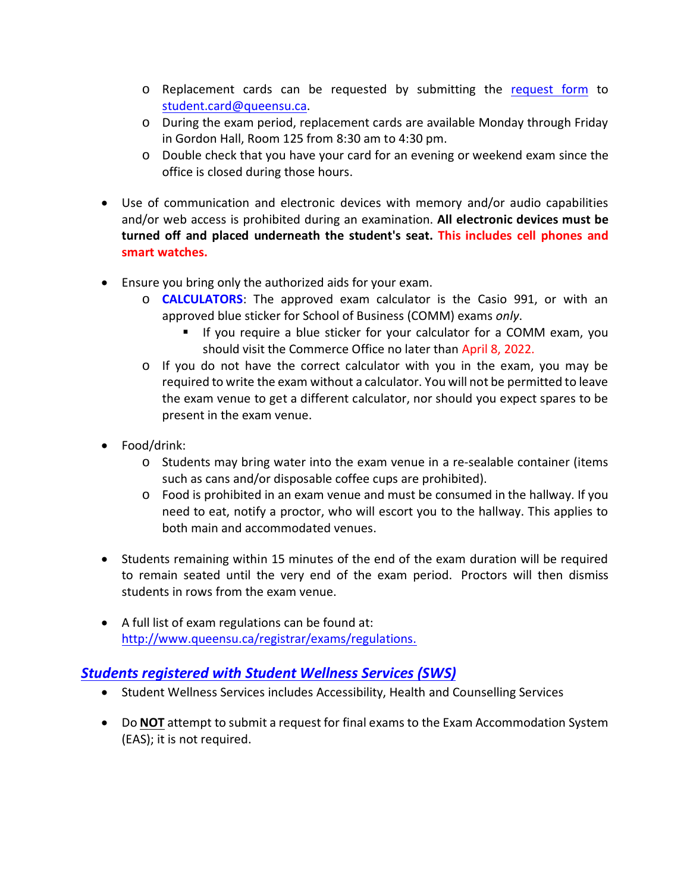- Replacement cards can be requested by submitting the [request form](request form) to student.card@queensu.ca.
  - During the exam period, replacement cards are available Monday through Friday in Gordon Hall, Room 125 from 8:30 am to 4:30 pm.
  - Double check that you have your card for an evening or weekend exam since the office is closed during those hours.

- Use of communication and electronic devices with memory and/or audio capabilities and/or web access is prohibited during an examination. **All electronic devices must be turned off and placed underneath the student's seat. This includes cell phones and smart watches.**

- Ensure you bring only the authorized aids for your exam.
  - **CALCULATORS**: The approved exam calculator is the Casio 991, or with an approved blue sticker for School of Business (COMM) exams *only*.
    - If you require a blue sticker for your calculator for a COMM exam, you should visit the Commerce Office no later than April 8, 2022.
  - If you do not have the correct calculator with you in the exam, you may be required to write the exam without a calculator. You will not be permitted to leave the exam venue to get a different calculator, nor should you expect spares to be present in the exam venue.

- Food/drink:
  - Students may bring water into the exam venue in a re-sealable container (items such as cans and/or disposable coffee cups are prohibited).
  - Food is prohibited in an exam venue and must be consumed in the hallway. If you need to eat, notify a proctor, who will escort you to the hallway. This applies to both main and accommodated venues.

- Students remaining within 15 minutes of the end of the exam duration will be required to remain seated until the very end of the exam period. Proctors will then dismiss students in rows from the exam venue.

- A full list of exam regulations can be found at: http://www.queensu.ca/registrar/exams/regulations.

## ***Students registered with Student Wellness Services (SWS)***

- Student Wellness Services includes Accessibility, Health and Counselling Services

- Do **NOT** attempt to submit a request for final exams to the Exam Accommodation System (EAS); it is not required.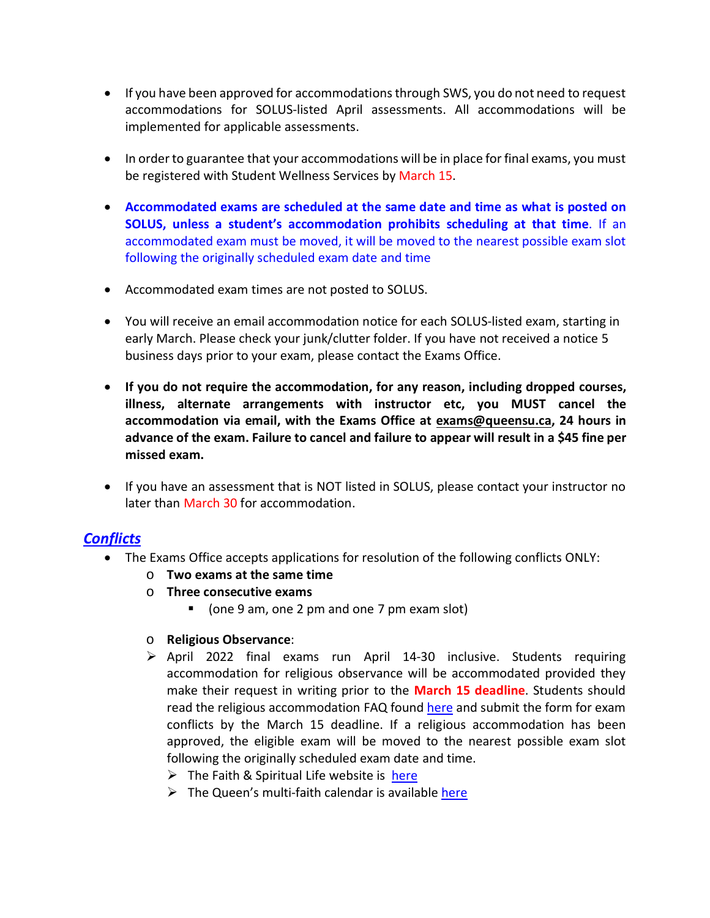- If you have been approved for accommodations through SWS, you do not need to request accommodations for SOLUS-listed April assessments. All accommodations will be implemented for applicable assessments.

- In order to guarantee that your accommodations will be in place for final exams, you must be registered with Student Wellness Services by March 15.

- **Accommodated exams are scheduled at the same date and time as what is posted on SOLUS, unless a student's accommodation prohibits scheduling at that time**. If an accommodated exam must be moved, it will be moved to the nearest possible exam slot following the originally scheduled exam date and time

- Accommodated exam times are not posted to SOLUS.

- You will receive an email accommodation notice for each SOLUS-listed exam, starting in early March. Please check your junk/clutter folder. If you have not received a notice 5 business days prior to your exam, please contact the Exams Office.

- **If you do not require the accommodation, for any reason, including dropped courses, illness, alternate arrangements with instructor etc, you MUST cancel the accommodation via email, with the Exams Office at exams@queensu.ca, 24 hours in advance of the exam. Failure to cancel and failure to appear will result in a $45 fine per missed exam.**

- If you have an assessment that is NOT listed in SOLUS, please contact your instructor no later than March 30 for accommodation.

## ***Conflicts***

- The Exams Office accepts applications for resolution of the following conflicts ONLY:
  - **Two exams at the same time**
  - **Three consecutive exams**
    - (one 9 am, one 2 pm and one 7 pm exam slot)
  - **Religious Observance**:
  - April 2022 final exams run April 14-30 inclusive. Students requiring accommodation for religious observance will be accommodated provided they make their request in writing prior to the **March 15 deadline**. Students should read the religious accommodation FAQ found here and submit the form for exam conflicts by the March 15 deadline. If a religious accommodation has been approved, the eligible exam will be moved to the nearest possible exam slot following the originally scheduled exam date and time.
    - The Faith & Spiritual Life website is here
    - The Queen's multi-faith calendar is available here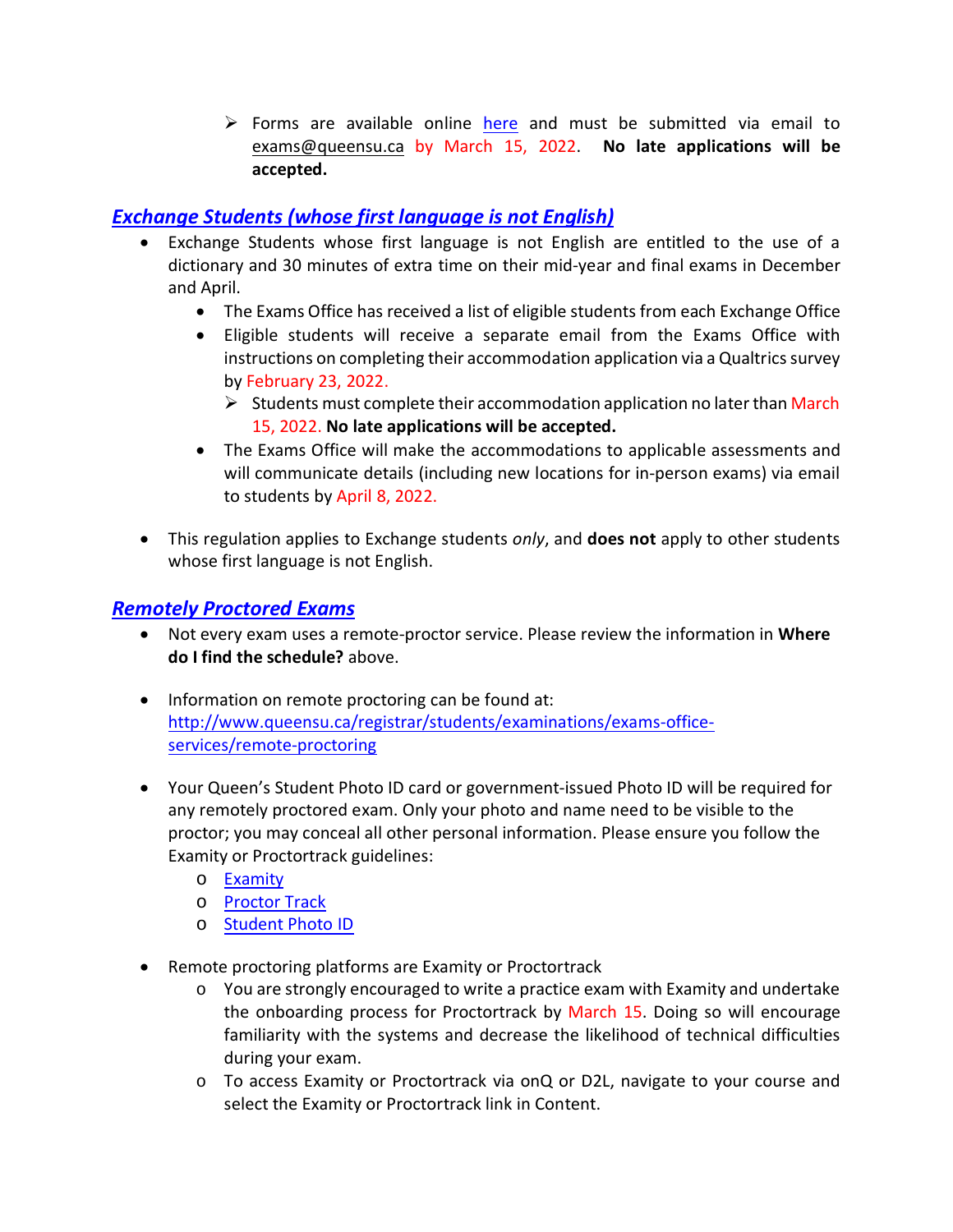- Forms are available online [here](#) and must be submitted via email to exams@queensu.ca by March 15, 2022. **No late applications will be accepted.**

## *Exchange Students (whose first language is not English)*

- Exchange Students whose first language is not English are entitled to the use of a dictionary and 30 minutes of extra time on their mid-year and final exams in December and April.
  - The Exams Office has received a list of eligible students from each Exchange Office
  - Eligible students will receive a separate email from the Exams Office with instructions on completing their accommodation application via a Qualtrics survey by February 23, 2022.
    - Students must complete their accommodation application no later than March 15, 2022. **No late applications will be accepted.**
  - The Exams Office will make the accommodations to applicable assessments and will communicate details (including new locations for in-person exams) via email to students by April 8, 2022.

- This regulation applies to Exchange students *only*, and **does not** apply to other students whose first language is not English.

## *Remotely Proctored Exams*

- Not every exam uses a remote-proctor service. Please review the information in **Where do I find the schedule?** above.

- Information on remote proctoring can be found at: http://www.queensu.ca/registrar/students/examinations/exams-office-services/remote-proctoring

- Your Queen's Student Photo ID card or government-issued Photo ID will be required for any remotely proctored exam. Only your photo and name need to be visible to the proctor; you may conceal all other personal information. Please ensure you follow the Examity or Proctortrack guidelines:
  - [Examity](#)
  - [Proctor Track](#)
  - [Student Photo ID](#)

- Remote proctoring platforms are Examity or Proctortrack
  - You are strongly encouraged to write a practice exam with Examity and undertake the onboarding process for Proctortrack by March 15. Doing so will encourage familiarity with the systems and decrease the likelihood of technical difficulties during your exam.
  - To access Examity or Proctortrack via onQ or D2L, navigate to your course and select the Examity or Proctortrack link in Content.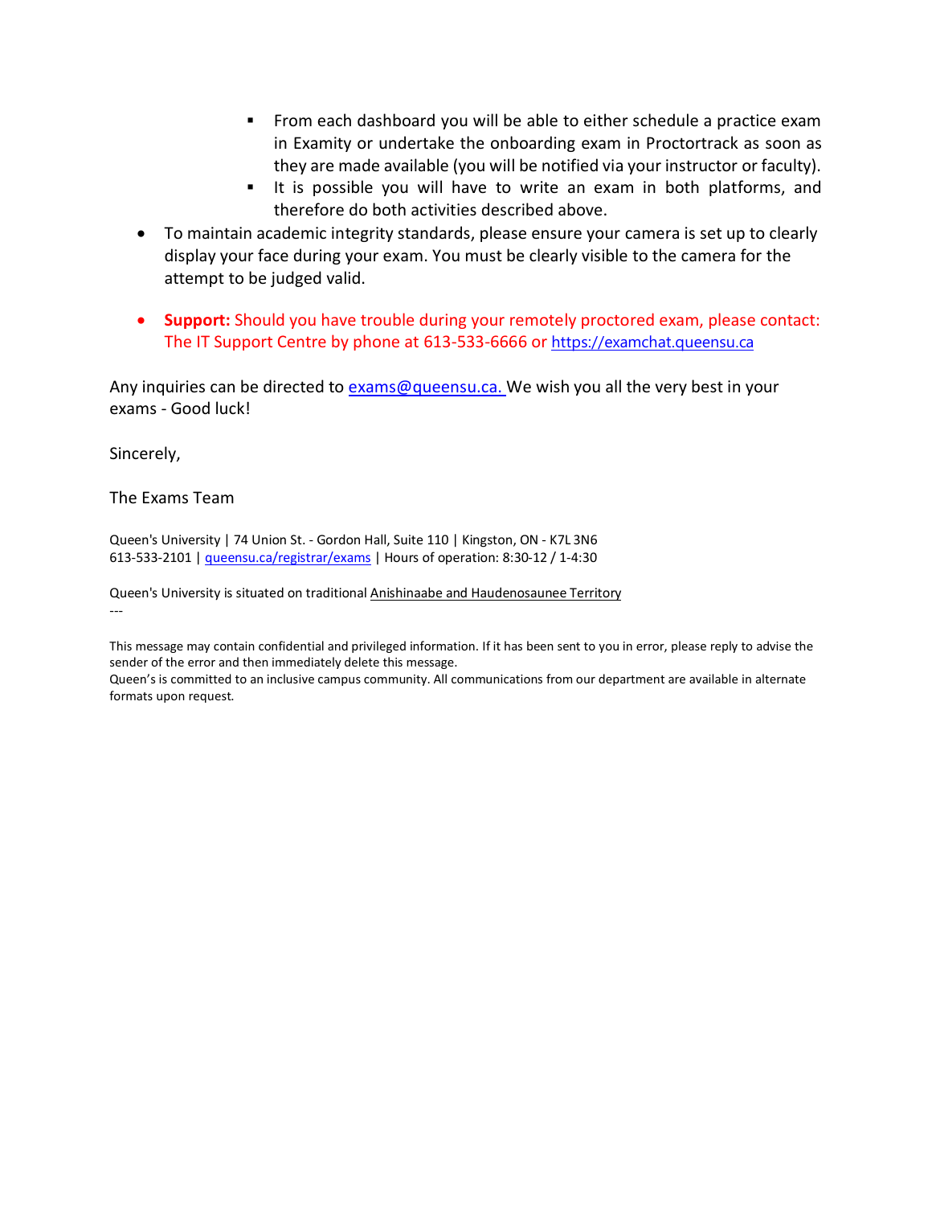- From each dashboard you will be able to either schedule a practice exam in Examity or undertake the onboarding exam in Proctortrack as soon as they are made available (you will be notified via your instructor or faculty).
    - It is possible you will have to write an exam in both platforms, and therefore do both activities described above.
- To maintain academic integrity standards, please ensure your camera is set up to clearly display your face during your exam. You must be clearly visible to the camera for the attempt to be judged valid.
- **Support:** Should you have trouble during your remotely proctored exam, please contact: The IT Support Centre by phone at 613-533-6666 or [https://examchat.queensu.ca](https://examchat.queensu.ca)

Any inquiries can be directed to [exams@queensu.ca.](mailto:exams@queensu.ca) We wish you all the very best in your exams - Good luck!

Sincerely,

The Exams Team

Queen's University | 74 Union St. - Gordon Hall, Suite 110 | Kingston, ON - K7L 3N6
613-533-2101 | [queensu.ca/registrar/exams](queensu.ca/registrar/exams) | Hours of operation: 8:30-12 / 1-4:30

Queen's University is situated on traditional Anishinaabe and Haudenosaunee Territory

---

This message may contain confidential and privileged information. If it has been sent to you in error, please reply to advise the sender of the error and then immediately delete this message.
Queen's is committed to an inclusive campus community. All communications from our department are available in alternate formats upon request.